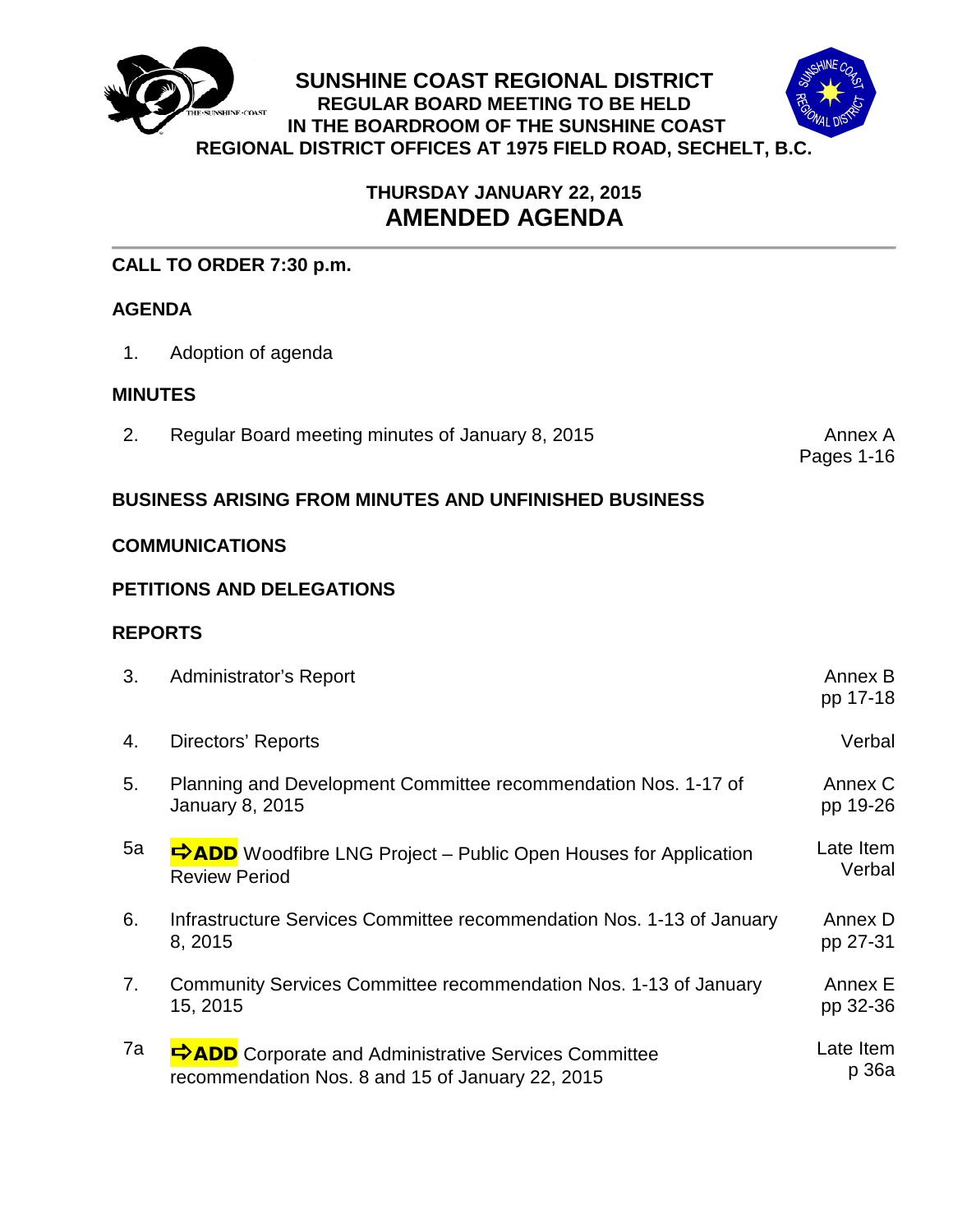# SUNSHINE COAST REGIONAL DISTRICT

**REGULAR BOARD MEETING TO BE HELD IN THE BOARDROOM OF THE SUNSHINE COAST REGIONAL DISTRICT OFFICES AT 1975 FIELD ROAD, SECHELT, B.C.**

**THURSDAY JANUARY 22, 2015**

## AMENDED AGENDA

**CALL TO ORDER 7:30 p.m.**

**AGENDA**

1. Adoption of agenda

**MINUTES**

2. Regular Board meeting minutes of January 8, 2015 — Annex A, Pages 1-16

**BUSINESS ARISING FROM MINUTES AND UNFINISHED BUSINESS**

**COMMUNICATIONS**

**PETITIONS AND DELEGATIONS**

**REPORTS**

| | | |
|---|---|---|
| 3. | Administrator's Report | Annex B pp 17-18 |
| 4. | Directors' Reports | Verbal |
| 5. | Planning and Development Committee recommendation Nos. 1-17 of January 8, 2015 | Annex C pp 19-26 |
| 5a | ⇨**ADD** Woodfibre LNG Project – Public Open Houses for Application Review Period | Late Item Verbal |
| 6. | Infrastructure Services Committee recommendation Nos. 1-13 of January 8, 2015 | Annex D pp 27-31 |
| 7. | Community Services Committee recommendation Nos. 1-13 of January 15, 2015 | Annex E pp 32-36 |
| 7a | ⇨**ADD** Corporate and Administrative Services Committee recommendation Nos. 8 and 15 of January 22, 2015 | Late Item p 36a |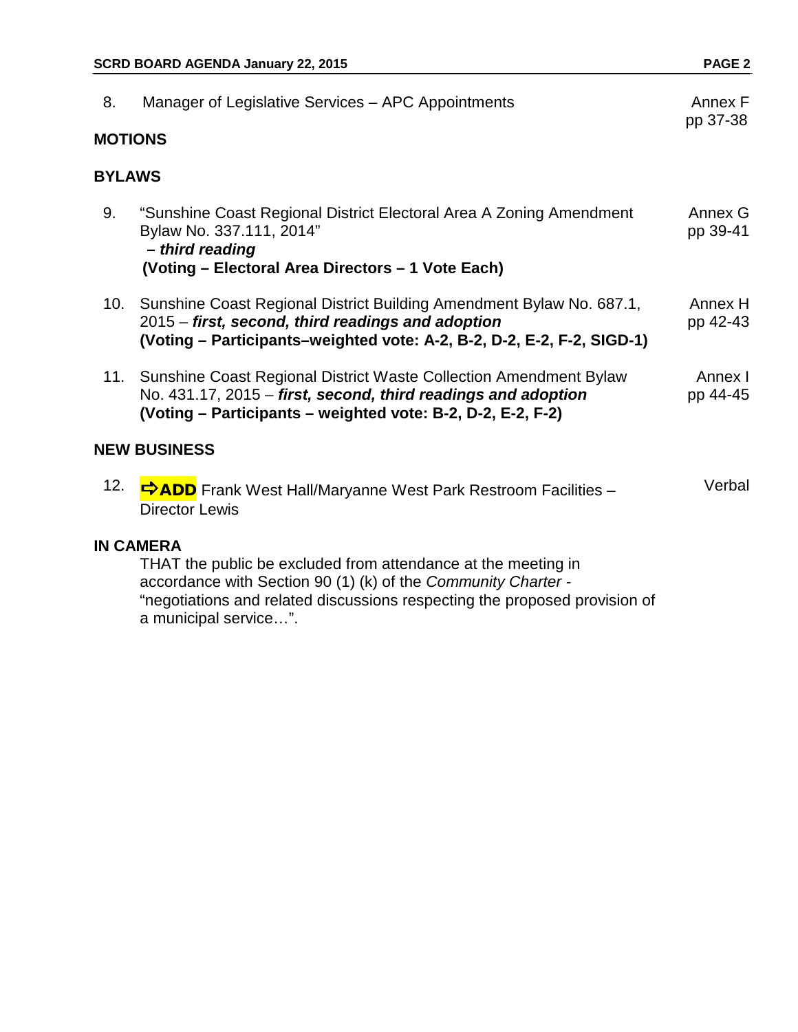8. Manager of Legislative Services – APC Appointments — Annex F pp 37-38

## MOTIONS

## BYLAWS

9. "Sunshine Coast Regional District Electoral Area A Zoning Amendment Bylaw No. 337.111, 2014" ***– third reading*** **(Voting – Electoral Area Directors – 1 Vote Each)** — Annex G pp 39-41

10. Sunshine Coast Regional District Building Amendment Bylaw No. 687.1, 2015 – ***first, second, third readings and adoption*** **(Voting – Participants–weighted vote: A-2, B-2, D-2, E-2, F-2, SIGD-1)** — Annex H pp 42-43

11. Sunshine Coast Regional District Waste Collection Amendment Bylaw No. 431.17, 2015 – ***first, second, third readings and adoption*** **(Voting – Participants – weighted vote: B-2, D-2, E-2, F-2)** — Annex I pp 44-45

## NEW BUSINESS

12. **⇨ADD** Frank West Hall/Maryanne West Park Restroom Facilities – Director Lewis — Verbal

## IN CAMERA

THAT the public be excluded from attendance at the meeting in accordance with Section 90 (1) (k) of the *Community Charter* - "negotiations and related discussions respecting the proposed provision of a municipal service…".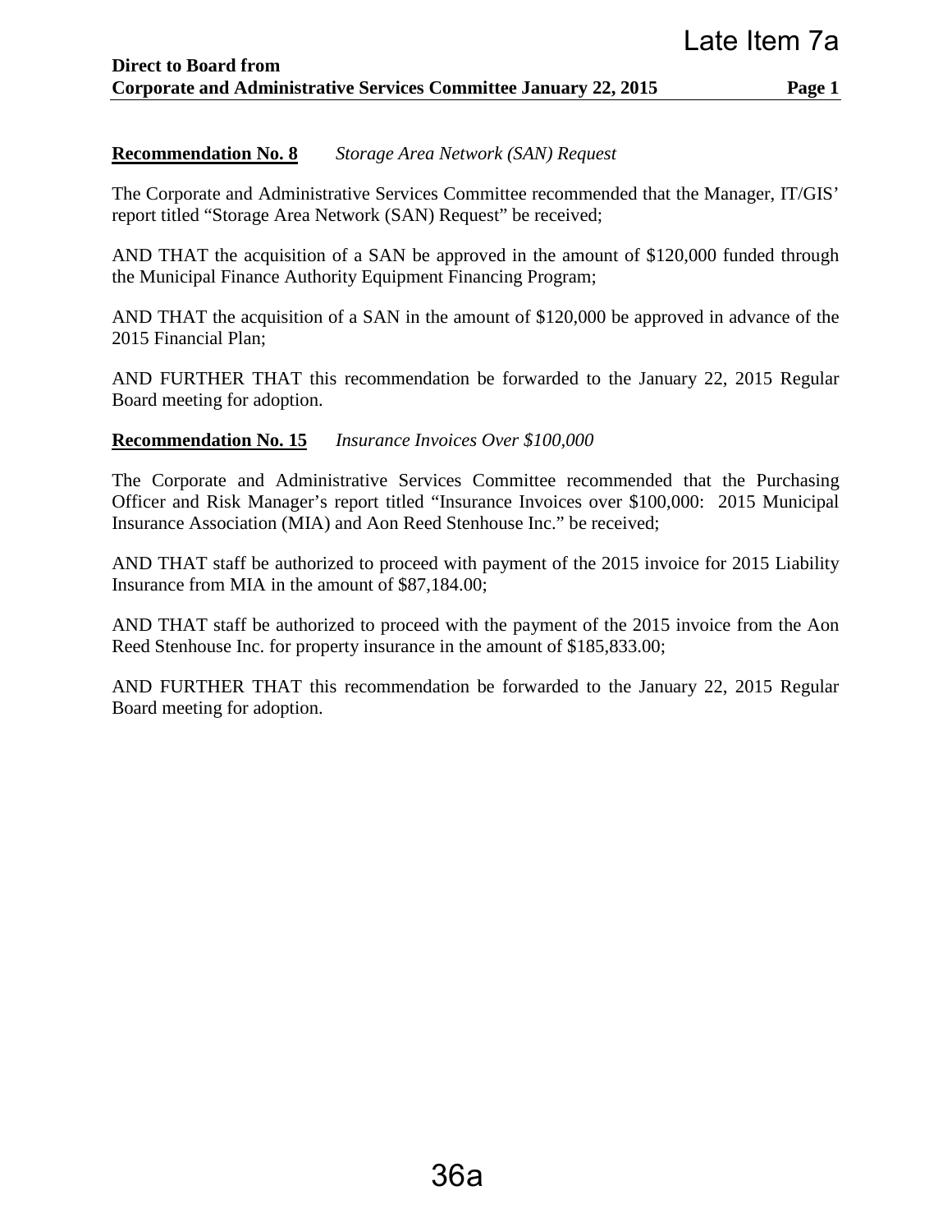Late Item 7a

**Direct to Board from**
**Corporate and Administrative Services Committee January 22, 2015**

**Recommendation No. 8** *Storage Area Network (SAN) Request*

The Corporate and Administrative Services Committee recommended that the Manager, IT/GIS' report titled "Storage Area Network (SAN) Request" be received;

AND THAT the acquisition of a SAN be approved in the amount of $120,000 funded through the Municipal Finance Authority Equipment Financing Program;

AND THAT the acquisition of a SAN in the amount of $120,000 be approved in advance of the 2015 Financial Plan;

AND FURTHER THAT this recommendation be forwarded to the January 22, 2015 Regular Board meeting for adoption.

**Recommendation No. 15** *Insurance Invoices Over $100,000*

The Corporate and Administrative Services Committee recommended that the Purchasing Officer and Risk Manager's report titled "Insurance Invoices over $100,000: 2015 Municipal Insurance Association (MIA) and Aon Reed Stenhouse Inc." be received;

AND THAT staff be authorized to proceed with payment of the 2015 invoice for 2015 Liability Insurance from MIA in the amount of $87,184.00;

AND THAT staff be authorized to proceed with the payment of the 2015 invoice from the Aon Reed Stenhouse Inc. for property insurance in the amount of $185,833.00;

AND FURTHER THAT this recommendation be forwarded to the January 22, 2015 Regular Board meeting for adoption.